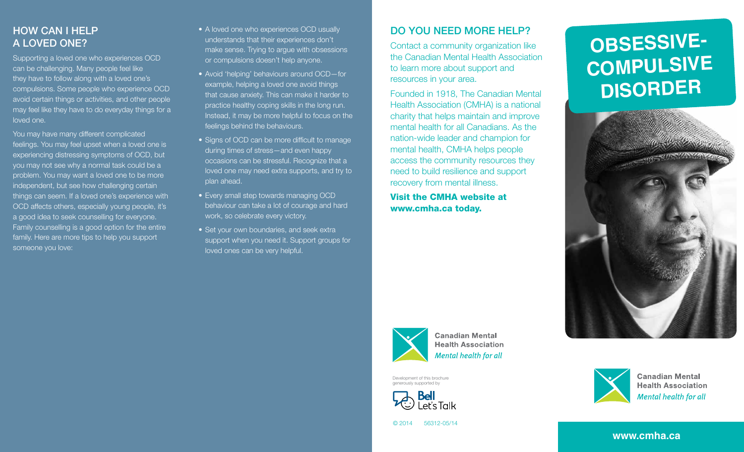## HOW CAN I HELP A LOVED ONE?

Supporting a loved one who experiences OCD can be challenging. Many people feel like they have to follow along with a loved one's compulsions. Some people who experience OCD avoid certain things or activities, and other people may feel like they have to do everyday things for a loved one.

You may have many different complicated feelings. You may feel upset when a loved one is experiencing distressing symptoms of OCD, but you may not see why a normal task could be a problem. You may want a loved one to be more independent, but see how challenging certain things can seem. If a loved one's experience with OCD affects others, especially young people, it's a good idea to seek counselling for everyone. Family counselling is a good option for the entire family. Here are more tips to help you support someone you love:

- A loved one who experiences OCD usually understands that their experiences don't make sense. Trying to argue with obsessions or compulsions doesn't help anyone.
- Avoid 'helping' behaviours around OCD—for example, helping a loved one avoid things that cause anxiety. This can make it harder to practice healthy coping skills in the long run. Instead, it may be more helpful to focus on the feelings behind the behaviours.
- Signs of OCD can be more difficult to manage during times of stress—and even happy occasions can be stressful. Recognize that a loved one may need extra supports, and try to plan ahead.
- Every small step towards managing OCD behaviour can take a lot of courage and hard work, so celebrate every victory.
- Set your own boundaries, and seek extra support when you need it. Support groups for loved ones can be very helpful.

## DO YOU NEED MORE HELP?

Contact a community organization like the Canadian Mental Health Association to learn more about support and resources in your area.

Founded in 1918, The Canadian Mental Health Association (CMHA) is a national charity that helps maintain and improve mental health for all Canadians. As the nation-wide leader and champion for mental health, CMHA helps people access the community resources they need to build resilience and support recovery from mental illness.

**Visit the CMHA website at www.cmha.ca today.**

Canadian Mental Health Association
*Mental health for all*

Development of this brochure generously supported by Bell Let's Talk

© 2014 56312-05/14

# OBSESSIVE-COMPULSIVE DISORDER

Canadian Mental Health Association
*Mental health for all*

**www.cmha.ca**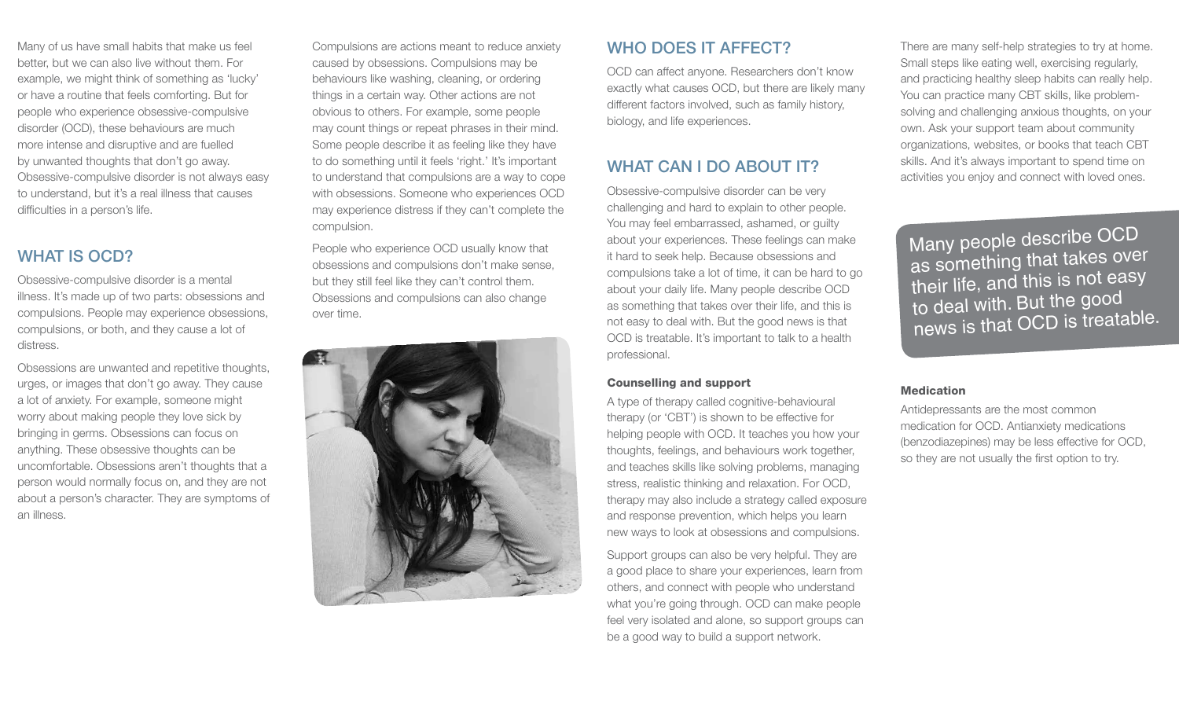Many of us have small habits that make us feel better, but we can also live without them. For example, we might think of something as 'lucky' or have a routine that feels comforting. But for people who experience obsessive-compulsive disorder (OCD), these behaviours are much more intense and disruptive and are fuelled by unwanted thoughts that don't go away. Obsessive-compulsive disorder is not always easy to understand, but it's a real illness that causes difficulties in a person's life.

## WHAT IS OCD?

Obsessive-compulsive disorder is a mental illness. It's made up of two parts: obsessions and compulsions. People may experience obsessions, compulsions, or both, and they cause a lot of distress.

Obsessions are unwanted and repetitive thoughts, urges, or images that don't go away. They cause a lot of anxiety. For example, someone might worry about making people they love sick by bringing in germs. Obsessions can focus on anything. These obsessive thoughts can be uncomfortable. Obsessions aren't thoughts that a person would normally focus on, and they are not about a person's character. They are symptoms of an illness.

Compulsions are actions meant to reduce anxiety caused by obsessions. Compulsions may be behaviours like washing, cleaning, or ordering things in a certain way. Other actions are not obvious to others. For example, some people may count things or repeat phrases in their mind. Some people describe it as feeling like they have to do something until it feels 'right.' It's important to understand that compulsions are a way to cope with obsessions. Someone who experiences OCD may experience distress if they can't complete the compulsion.

People who experience OCD usually know that obsessions and compulsions don't make sense, but they still feel like they can't control them. Obsessions and compulsions can also change over time.

## WHO DOES IT AFFECT?

OCD can affect anyone. Researchers don't know exactly what causes OCD, but there are likely many different factors involved, such as family history, biology, and life experiences.

## WHAT CAN I DO ABOUT IT?

Obsessive-compulsive disorder can be very challenging and hard to explain to other people. You may feel embarrassed, ashamed, or guilty about your experiences. These feelings can make it hard to seek help. Because obsessions and compulsions take a lot of time, it can be hard to go about your daily life. Many people describe OCD as something that takes over their life, and this is not easy to deal with. But the good news is that OCD is treatable. It's important to talk to a health professional.

### Counselling and support

A type of therapy called cognitive-behavioural therapy (or 'CBT') is shown to be effective for helping people with OCD. It teaches you how your thoughts, feelings, and behaviours work together, and teaches skills like solving problems, managing stress, realistic thinking and relaxation. For OCD, therapy may also include a strategy called exposure and response prevention, which helps you learn new ways to look at obsessions and compulsions.

Support groups can also be very helpful. They are a good place to share your experiences, learn from others, and connect with people who understand what you're going through. OCD can make people feel very isolated and alone, so support groups can be a good way to build a support network.

There are many self-help strategies to try at home. Small steps like eating well, exercising regularly, and practicing healthy sleep habits can really help. You can practice many CBT skills, like problem-solving and challenging anxious thoughts, on your own. Ask your support team about community organizations, websites, or books that teach CBT skills. And it's always important to spend time on activities you enjoy and connect with loved ones.

> Many people describe OCD as something that takes over their life, and this is not easy to deal with. But the good news is that OCD is treatable.

### Medication

Antidepressants are the most common medication for OCD. Antianxiety medications (benzodiazepines) may be less effective for OCD, so they are not usually the first option to try.